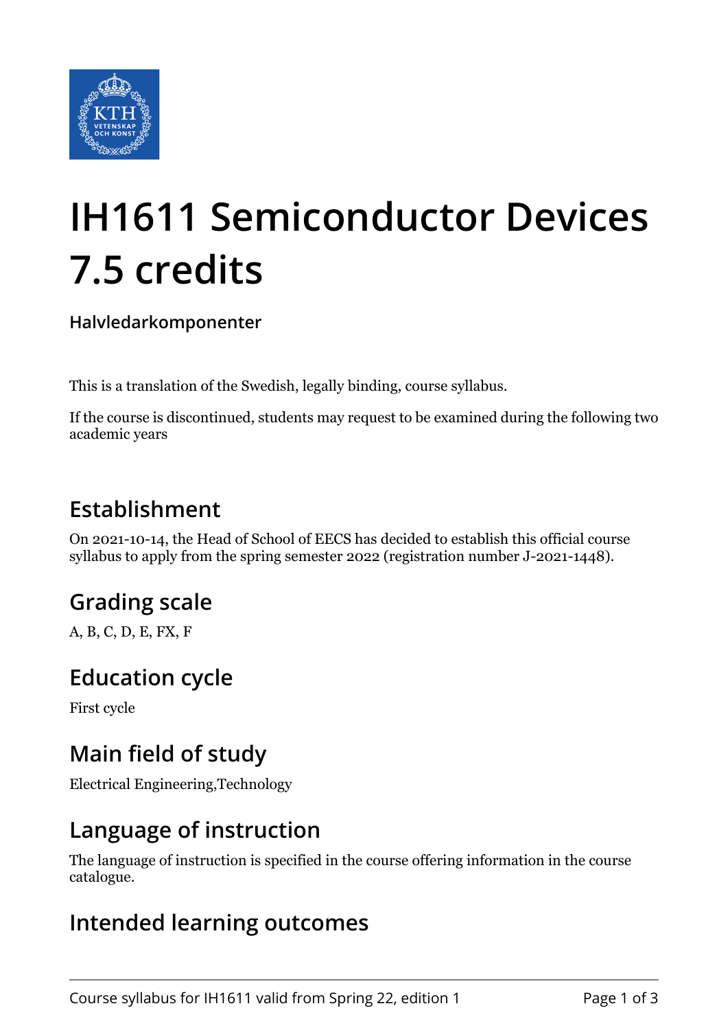# IH1611 Semiconductor Devices 7.5 credits

**Halvledarkomponenter**

This is a translation of the Swedish, legally binding, course syllabus.

If the course is discontinued, students may request to be examined during the following two academic years

## Establishment

On 2021-10-14, the Head of School of EECS has decided to establish this official course syllabus to apply from the spring semester 2022 (registration number J-2021-1448).

## Grading scale

A, B, C, D, E, FX, F

## Education cycle

First cycle

## Main field of study

Electrical Engineering,Technology

## Language of instruction

The language of instruction is specified in the course offering information in the course catalogue.

## Intended learning outcomes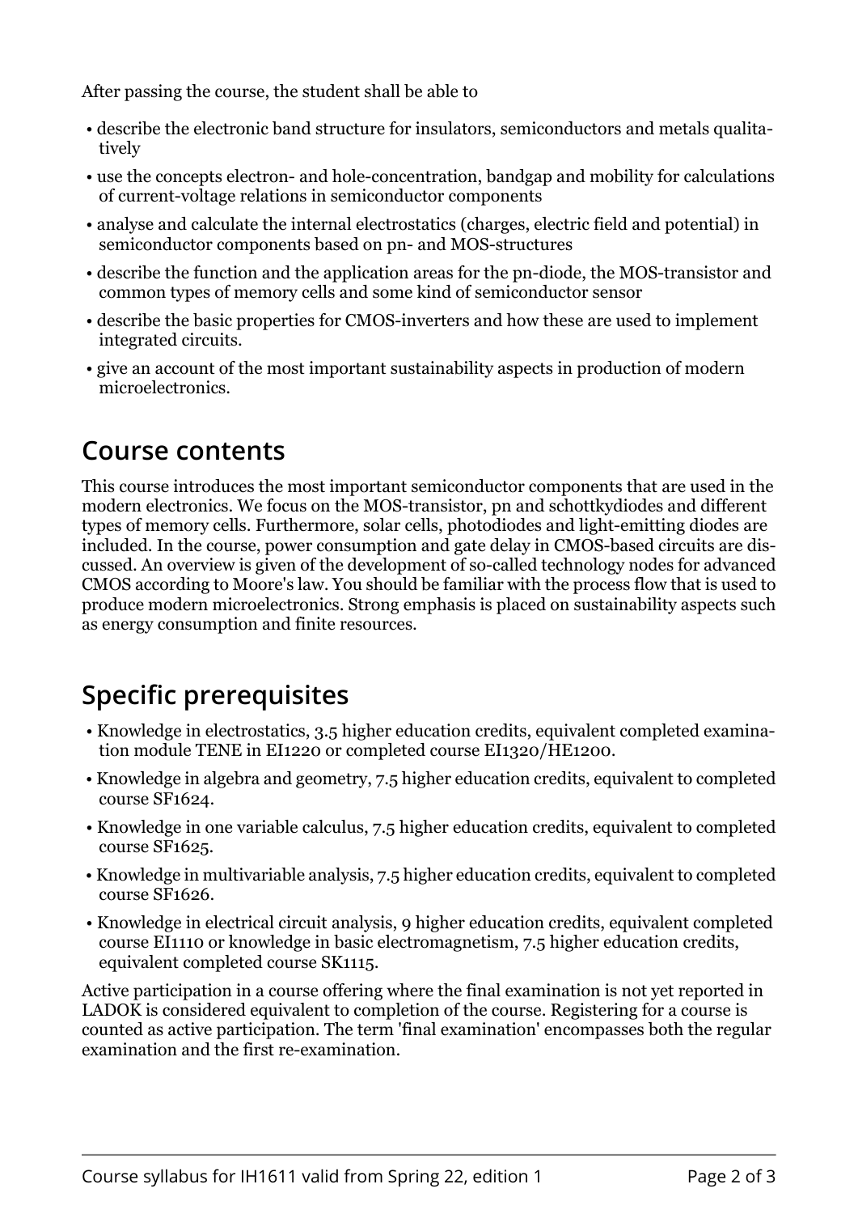After passing the course, the student shall be able to

- describe the electronic band structure for insulators, semiconductors and metals qualitatively
- use the concepts electron- and hole-concentration, bandgap and mobility for calculations of current-voltage relations in semiconductor components
- analyse and calculate the internal electrostatics (charges, electric field and potential) in semiconductor components based on pn- and MOS-structures
- describe the function and the application areas for the pn-diode, the MOS-transistor and common types of memory cells and some kind of semiconductor sensor
- describe the basic properties for CMOS-inverters and how these are used to implement integrated circuits.
- give an account of the most important sustainability aspects in production of modern microelectronics.

## Course contents

This course introduces the most important semiconductor components that are used in the modern electronics. We focus on the MOS-transistor, pn and schottkydiodes and different types of memory cells. Furthermore, solar cells, photodiodes and light-emitting diodes are included. In the course, power consumption and gate delay in CMOS-based circuits are discussed. An overview is given of the development of so-called technology nodes for advanced CMOS according to Moore's law. You should be familiar with the process flow that is used to produce modern microelectronics. Strong emphasis is placed on sustainability aspects such as energy consumption and finite resources.

## Specific prerequisites

- Knowledge in electrostatics, 3.5 higher education credits, equivalent completed examination module TENE in EI1220 or completed course EI1320/HE1200.
- Knowledge in algebra and geometry, 7.5 higher education credits, equivalent to completed course SF1624.
- Knowledge in one variable calculus, 7.5 higher education credits, equivalent to completed course SF1625.
- Knowledge in multivariable analysis, 7.5 higher education credits, equivalent to completed course SF1626.
- Knowledge in electrical circuit analysis, 9 higher education credits, equivalent completed course EI1110 or knowledge in basic electromagnetism, 7.5 higher education credits, equivalent completed course SK1115.

Active participation in a course offering where the final examination is not yet reported in LADOK is considered equivalent to completion of the course. Registering for a course is counted as active participation. The term 'final examination' encompasses both the regular examination and the first re-examination.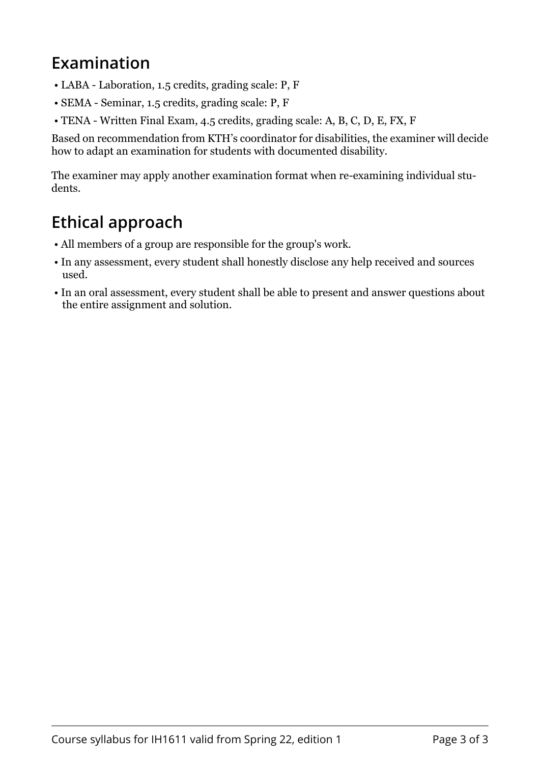## Examination

- LABA - Laboration, 1.5 credits, grading scale: P, F
- SEMA - Seminar, 1.5 credits, grading scale: P, F
- TENA - Written Final Exam, 4.5 credits, grading scale: A, B, C, D, E, FX, F

Based on recommendation from KTH's coordinator for disabilities, the examiner will decide how to adapt an examination for students with documented disability.

The examiner may apply another examination format when re-examining individual students.

## Ethical approach

- All members of a group are responsible for the group's work.
- In any assessment, every student shall honestly disclose any help received and sources used.
- In an oral assessment, every student shall be able to present and answer questions about the entire assignment and solution.